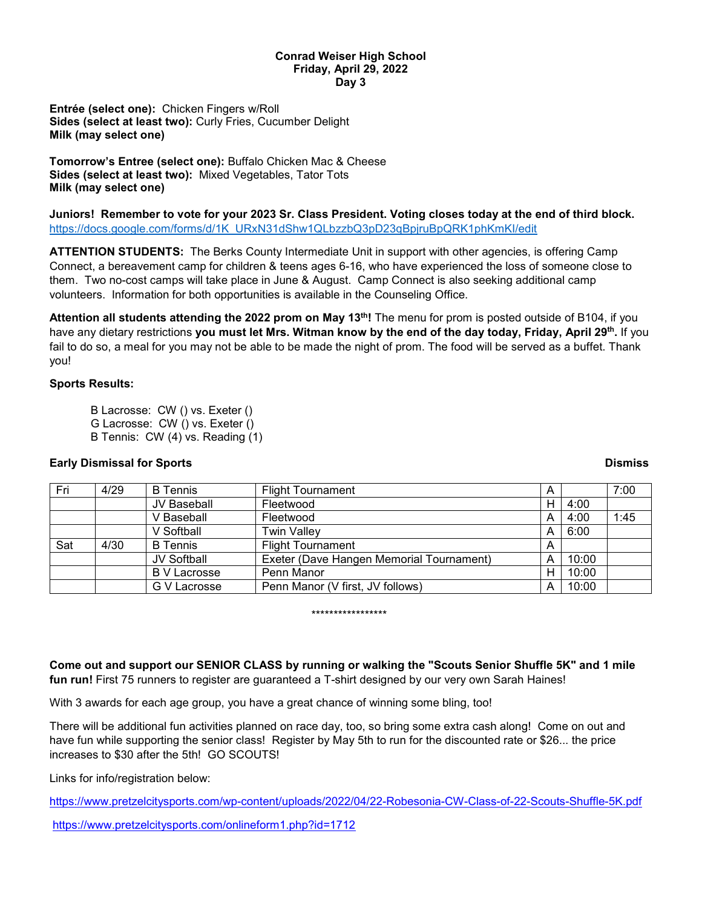**Conrad Weiser High School**
**Friday, April 29, 2022**
**Day 3**

**Entrée (select one):** Chicken Fingers w/Roll
**Sides (select at least two):** Curly Fries, Cucumber Delight
**Milk (may select one)**

**Tomorrow's Entree (select one):** Buffalo Chicken Mac & Cheese
**Sides (select at least two):** Mixed Vegetables, Tator Tots
**Milk (may select one)**

**Juniors! Remember to vote for your 2023 Sr. Class President. Voting closes today at the end of third block.**
https://docs.google.com/forms/d/1K_URxN31dShw1QLbzzbQ3pD23qBpjruBpQRK1phKmKI/edit

**ATTENTION STUDENTS:** The Berks County Intermediate Unit in support with other agencies, is offering Camp Connect, a bereavement camp for children & teens ages 6-16, who have experienced the loss of someone close to them. Two no-cost camps will take place in June & August. Camp Connect is also seeking additional camp volunteers. Information for both opportunities is available in the Counseling Office.

**Attention all students attending the 2022 prom on May 13th!** The menu for prom is posted outside of B104, if you have any dietary restrictions **you must let Mrs. Witman know by the end of the day today, Friday, April 29th.** If you fail to do so, a meal for you may not be able to be made the night of prom. The food will be served as a buffet. Thank you!

**Sports Results:**

B Lacrosse: CW () vs. Exeter ()
G Lacrosse: CW () vs. Exeter ()
B Tennis: CW (4) vs. Reading (1)

**Early Dismissal for Sports** **Dismiss**

| Fri | 4/29 | B Tennis | Flight Tournament | A | | 7:00 |
|---|---|---|---|---|---|---|
| | | JV Baseball | Fleetwood | H | 4:00 | |
| | | V Baseball | Fleetwood | A | 4:00 | 1:45 |
| | | V Softball | Twin Valley | A | 6:00 | |
| Sat | 4/30 | B Tennis | Flight Tournament | A | | |
| | | JV Softball | Exeter (Dave Hangen Memorial Tournament) | A | 10:00 | |
| | | B V Lacrosse | Penn Manor | H | 10:00 | |
| | | G V Lacrosse | Penn Manor (V first, JV follows) | A | 10:00 | |

*****************

**Come out and support our SENIOR CLASS by running or walking the "Scouts Senior Shuffle 5K" and 1 mile fun run!** First 75 runners to register are guaranteed a T-shirt designed by our very own Sarah Haines!

With 3 awards for each age group, you have a great chance of winning some bling, too!

There will be additional fun activities planned on race day, too, so bring some extra cash along! Come on out and have fun while supporting the senior class! Register by May 5th to run for the discounted rate or $26... the price increases to $30 after the 5th! GO SCOUTS!

Links for info/registration below:

https://www.pretzelcitysports.com/wp-content/uploads/2022/04/22-Robesonia-CW-Class-of-22-Scouts-Shuffle-5K.pdf

https://www.pretzelcitysports.com/onlineform1.php?id=1712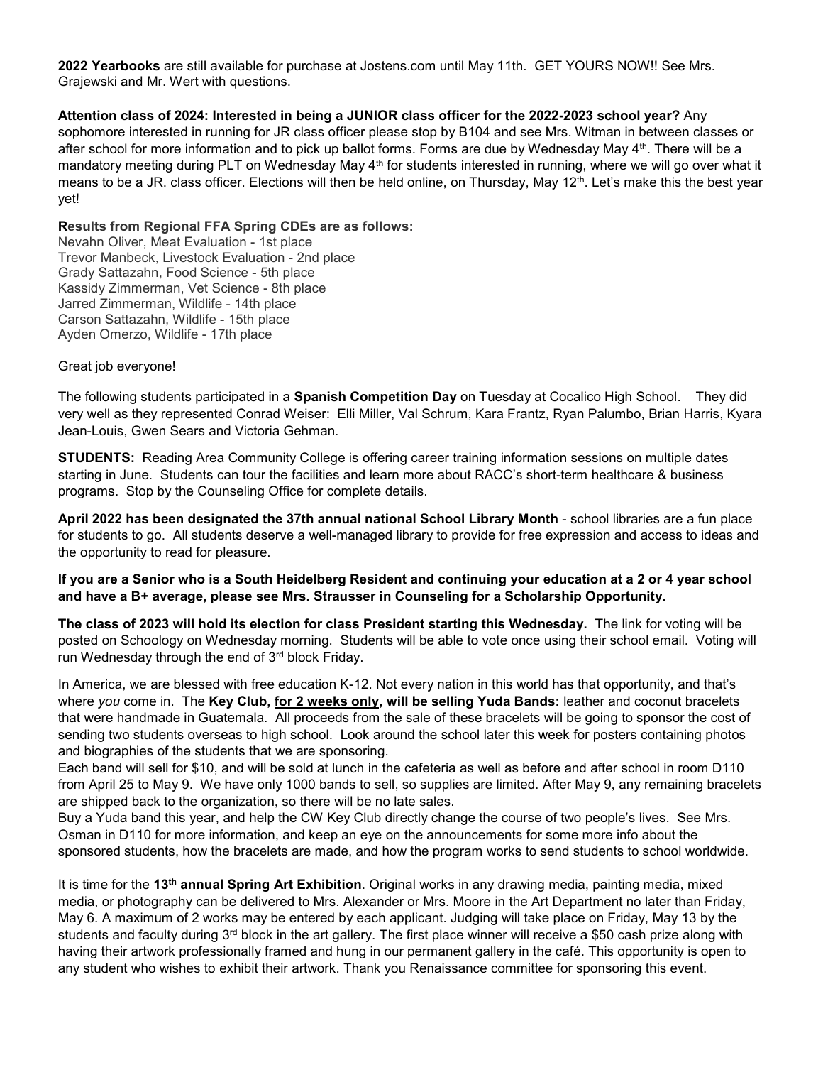**2022 Yearbooks** are still available for purchase at Jostens.com until May 11th. GET YOURS NOW!! See Mrs. Grajewski and Mr. Wert with questions.

**Attention class of 2024: Interested in being a JUNIOR class officer for the 2022-2023 school year?** Any sophomore interested in running for JR class officer please stop by B104 and see Mrs. Witman in between classes or after school for more information and to pick up ballot forms. Forms are due by Wednesday May 4th. There will be a mandatory meeting during PLT on Wednesday May 4th for students interested in running, where we will go over what it means to be a JR. class officer. Elections will then be held online, on Thursday, May 12th. Let's make this the best year yet!

**Results from Regional FFA Spring CDEs are as follows:**
Nevahn Oliver, Meat Evaluation - 1st place
Trevor Manbeck, Livestock Evaluation - 2nd place
Grady Sattazahn, Food Science - 5th place
Kassidy Zimmerman, Vet Science - 8th place
Jarred Zimmerman, Wildlife - 14th place
Carson Sattazahn, Wildlife - 15th place
Ayden Omerzo, Wildlife - 17th place

Great job everyone!

The following students participated in a **Spanish Competition Day** on Tuesday at Cocalico High School. They did very well as they represented Conrad Weiser: Elli Miller, Val Schrum, Kara Frantz, Ryan Palumbo, Brian Harris, Kyara Jean-Louis, Gwen Sears and Victoria Gehman.

**STUDENTS:** Reading Area Community College is offering career training information sessions on multiple dates starting in June. Students can tour the facilities and learn more about RACC's short-term healthcare & business programs. Stop by the Counseling Office for complete details.

**April 2022 has been designated the 37th annual national School Library Month** - school libraries are a fun place for students to go. All students deserve a well-managed library to provide for free expression and access to ideas and the opportunity to read for pleasure.

**If you are a Senior who is a South Heidelberg Resident and continuing your education at a 2 or 4 year school and have a B+ average, please see Mrs. Strausser in Counseling for a Scholarship Opportunity.**

**The class of 2023 will hold its election for class President starting this Wednesday.** The link for voting will be posted on Schoology on Wednesday morning. Students will be able to vote once using their school email. Voting will run Wednesday through the end of 3rd block Friday.

In America, we are blessed with free education K-12. Not every nation in this world has that opportunity, and that's where *you* come in. The **Key Club, for 2 weeks only, will be selling Yuda Bands:** leather and coconut bracelets that were handmade in Guatemala. All proceeds from the sale of these bracelets will be going to sponsor the cost of sending two students overseas to high school. Look around the school later this week for posters containing photos and biographies of the students that we are sponsoring.
Each band will sell for $10, and will be sold at lunch in the cafeteria as well as before and after school in room D110 from April 25 to May 9. We have only 1000 bands to sell, so supplies are limited. After May 9, any remaining bracelets are shipped back to the organization, so there will be no late sales.
Buy a Yuda band this year, and help the CW Key Club directly change the course of two people's lives. See Mrs. Osman in D110 for more information, and keep an eye on the announcements for some more info about the sponsored students, how the bracelets are made, and how the program works to send students to school worldwide.

It is time for the **13th annual Spring Art Exhibition**. Original works in any drawing media, painting media, mixed media, or photography can be delivered to Mrs. Alexander or Mrs. Moore in the Art Department no later than Friday, May 6. A maximum of 2 works may be entered by each applicant. Judging will take place on Friday, May 13 by the students and faculty during 3rd block in the art gallery. The first place winner will receive a $50 cash prize along with having their artwork professionally framed and hung in our permanent gallery in the café. This opportunity is open to any student who wishes to exhibit their artwork. Thank you Renaissance committee for sponsoring this event.